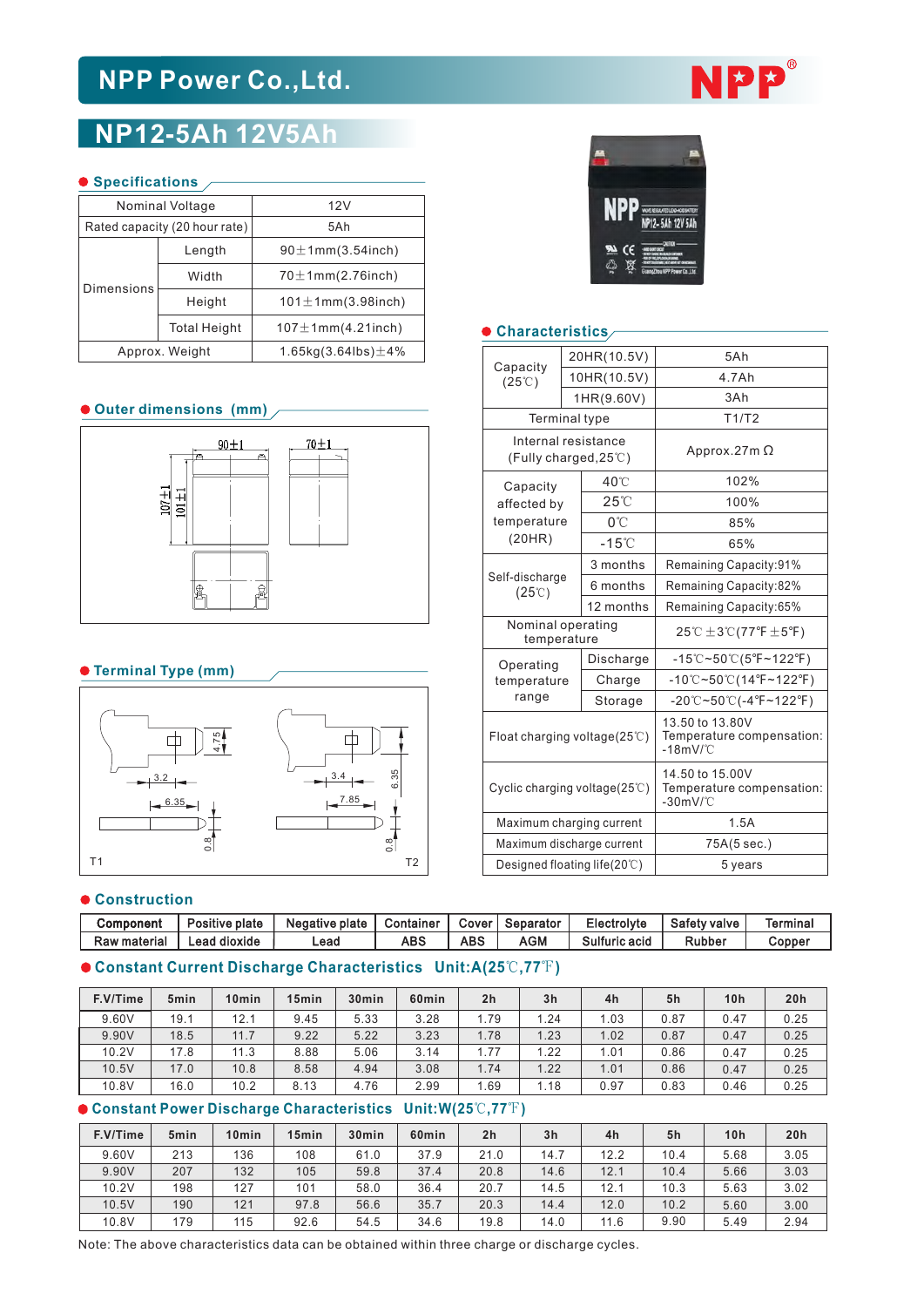# NPP Power Co.,Ltd.

## NP12-5Ah 12V5Ah

### Specifications

| | | |
|---|---|---|
| Nominal Voltage | | 12V |
| Rated capacity (20 hour rate) | | 5Ah |
| Dimensions | Length | 90±1mm(3.54inch) |
| | Width | 70±1mm(2.76inch) |
| | Height | 101±1mm(3.98inch) |
| | Total Height | 107±1mm(4.21inch) |
| Approx. Weight | | 1.65kg(3.64lbs)±4% |

### Outer dimensions (mm)

90±1 70±1 107±1 101±1

### Terminal Type (mm)

T1: 4.75, 3.2, 6.35, 0.8

T2: 6.35, 3.4, 7.85, 0.8

### Characteristics

| | | |
|---|---|---|
| Capacity (25℃) | 20HR(10.5V) | 5Ah |
| | 10HR(10.5V) | 4.7Ah |
| | 1HR(9.60V) | 3Ah |
| Terminal type | | T1/T2 |
| Internal resistance (Fully charged,25℃) | | Approx.27m Ω |
| Capacity affected by temperature (20HR) | 40℃ | 102% |
| | 25℃ | 100% |
| | 0℃ | 85% |
| | -15℃ | 65% |
| Self-discharge (25℃) | 3 months | Remaining Capacity:91% |
| | 6 months | Remaining Capacity:82% |
| | 12 months | Remaining Capacity:65% |
| Nominal operating temperature | | 25℃±3℃(77℉±5℉) |
| Operating temperature range | Discharge | -15℃~50℃(5℉~122℉) |
| | Charge | -10℃~50℃(14℉~122℉) |
| | Storage | -20℃~50℃(-4℉~122℉) |
| Float charging voltage(25℃) | | 13.50 to 13.80V Temperature compensation: -18mV/℃ |
| Cyclic charging voltage(25℃) | | 14.50 to 15.00V Temperature compensation: -30mV/℃ |
| Maximum charging current | | 1.5A |
| Maximum discharge current | | 75A(5 sec.) |
| Designed floating life(20℃) | | 5 years |

### Construction

| Component | Positive plate | Negative plate | Container | Cover | Separator | Electrolyte | Safety valve | Terminal |
|---|---|---|---|---|---|---|---|---|
| Raw material | Lead dioxide | Lead | ABS | ABS | AGM | Sulfuric acid | Rubber | Copper |

### Constant Current Discharge Characteristics Unit:A(25℃,77℉)

| F.V/Time | 5min | 10min | 15min | 30min | 60min | 2h | 3h | 4h | 5h | 10h | 20h |
|---|---|---|---|---|---|---|---|---|---|---|---|
| 9.60V | 19.1 | 12.1 | 9.45 | 5.33 | 3.28 | 1.79 | 1.24 | 1.03 | 0.87 | 0.47 | 0.25 |
| 9.90V | 18.5 | 11.7 | 9.22 | 5.22 | 3.23 | 1.78 | 1.23 | 1.02 | 0.87 | 0.47 | 0.25 |
| 10.2V | 17.8 | 11.3 | 8.88 | 5.06 | 3.14 | 1.77 | 1.22 | 1.01 | 0.86 | 0.47 | 0.25 |
| 10.5V | 17.0 | 10.8 | 8.58 | 4.94 | 3.08 | 1.74 | 1.22 | 1.01 | 0.86 | 0.47 | 0.25 |
| 10.8V | 16.0 | 10.2 | 8.13 | 4.76 | 2.99 | 1.69 | 1.18 | 0.97 | 0.83 | 0.46 | 0.25 |

### Constant Power Discharge Characteristics Unit:W(25℃,77℉)

| F.V/Time | 5min | 10min | 15min | 30min | 60min | 2h | 3h | 4h | 5h | 10h | 20h |
|---|---|---|---|---|---|---|---|---|---|---|---|
| 9.60V | 213 | 136 | 108 | 61.0 | 37.9 | 21.0 | 14.7 | 12.2 | 10.4 | 5.68 | 3.05 |
| 9.90V | 207 | 132 | 105 | 59.8 | 37.4 | 20.8 | 14.6 | 12.1 | 10.4 | 5.66 | 3.03 |
| 10.2V | 198 | 127 | 101 | 58.0 | 36.4 | 20.7 | 14.5 | 12.1 | 10.3 | 5.63 | 3.02 |
| 10.5V | 190 | 121 | 97.8 | 56.6 | 35.7 | 20.3 | 14.4 | 12.0 | 10.2 | 5.60 | 3.00 |
| 10.8V | 179 | 115 | 92.6 | 54.5 | 34.6 | 19.8 | 14.0 | 11.6 | 9.90 | 5.49 | 2.94 |

Note: The above characteristics data can be obtained within three charge or discharge cycles.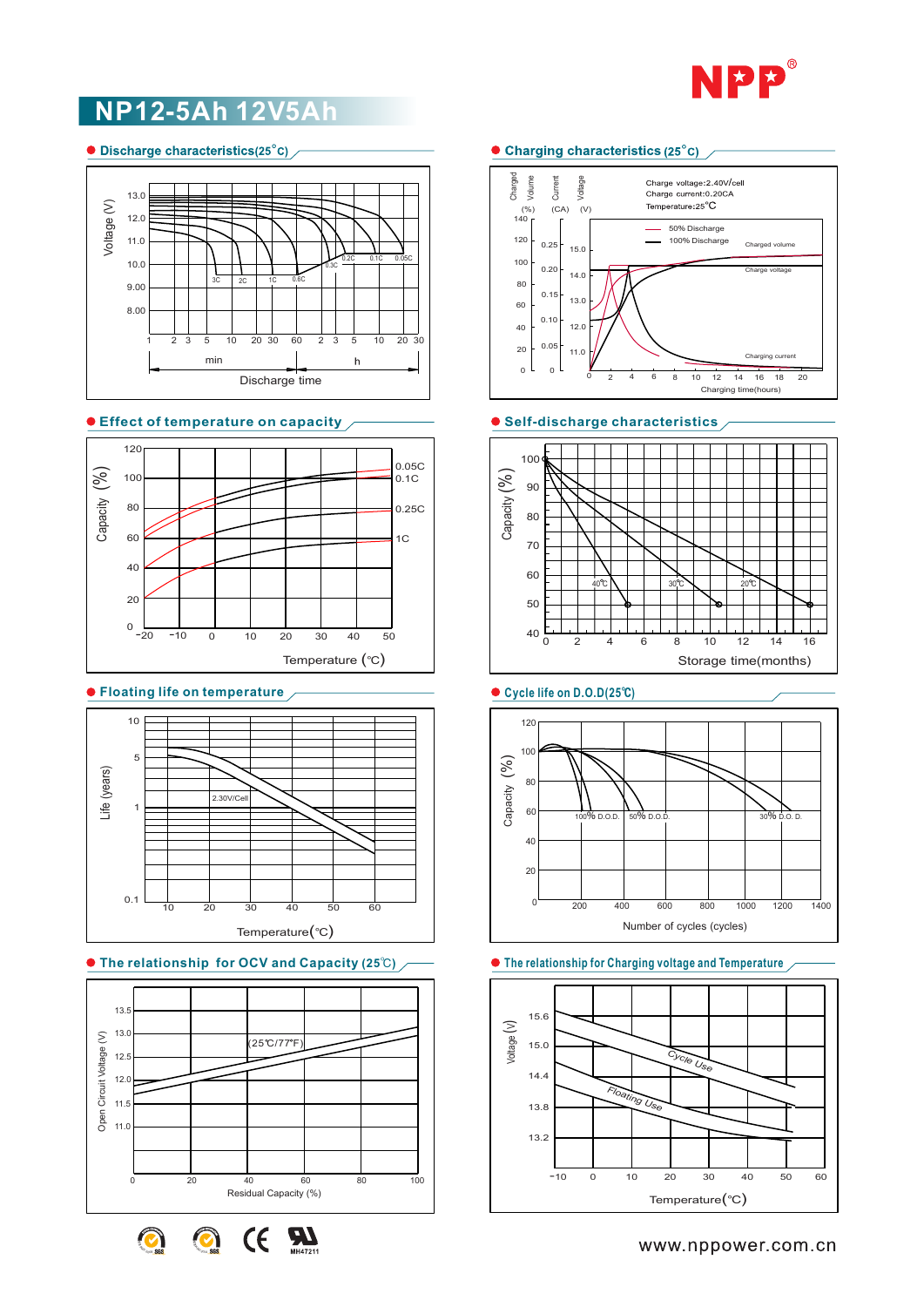# NP12-5Ah 12V5Ah

## Discharge characteristics(25°C)

Voltage (V)

13.0
12.0
11.0
10.0
9.00
8.00

3C 2C 1C 0.6C 0.3C 0.2C 0.1C 0.05C

1 2 3 5 10 20 30 60 2 3 5 10 20 30

min h

Discharge time

## Charging characteristics (25°C)

Charged Volume (%) Current (CA) Voltage (V)

Charge voltage:2.40V/cell
Charge current:0.20CA
Temperature:25°C

50% Discharge
100% Discharge

Charged volume
Charge voltage
Charging current

140 120 100 80 60 40 20 0
0.25 0.20 0.15 0.10 0.05 0
15.0 14.0 13.0 12.0 11.0

0 2 4 6 8 10 12 14 16 18 20

Charging time(hours)

## Effect of temperature on capacity

Capacity (%)

120 100 80 60 40 20 0

0.05C
0.1C
0.25C
1C

−20 −10 0 10 20 30 40 50

Temperature (°C)

## Self-discharge characteristics

Capacity (%)

100 90 80 70 60 50 40

40°C 30°C 20°C

0 2 4 6 8 10 12 14 16

Storage time(months)

## Floating life on temperature

Life (years)

10 5 1 0.1

2.30V/Cell

10 20 30 40 50 60

Temperature(°C)

## Cycle life on D.O.D(25℃)

Capacity (%)

120 100 80 60 40 20 0

100% D.O.D. 50% D.O.D. 30% D.O. D.

200 400 600 800 1000 1200 1400

Number of cycles (cycles)

## The relationship for OCV and Capacity (25℃)

Open Circuit Voltage (V)

13.5 13.0 12.5 12.0 11.5 11.0

(25℃/77°F)

0 20 40 60 80 100

Residual Capacity (%)

## The relationship for Charging voltage and Temperature

Voltage (V)

15.6 15.0 14.4 13.8 13.2

Cycle Use
Floating Use

−10 0 10 20 30 40 50 60

Temperature(°C)

MH47211

www.nppower.com.cn